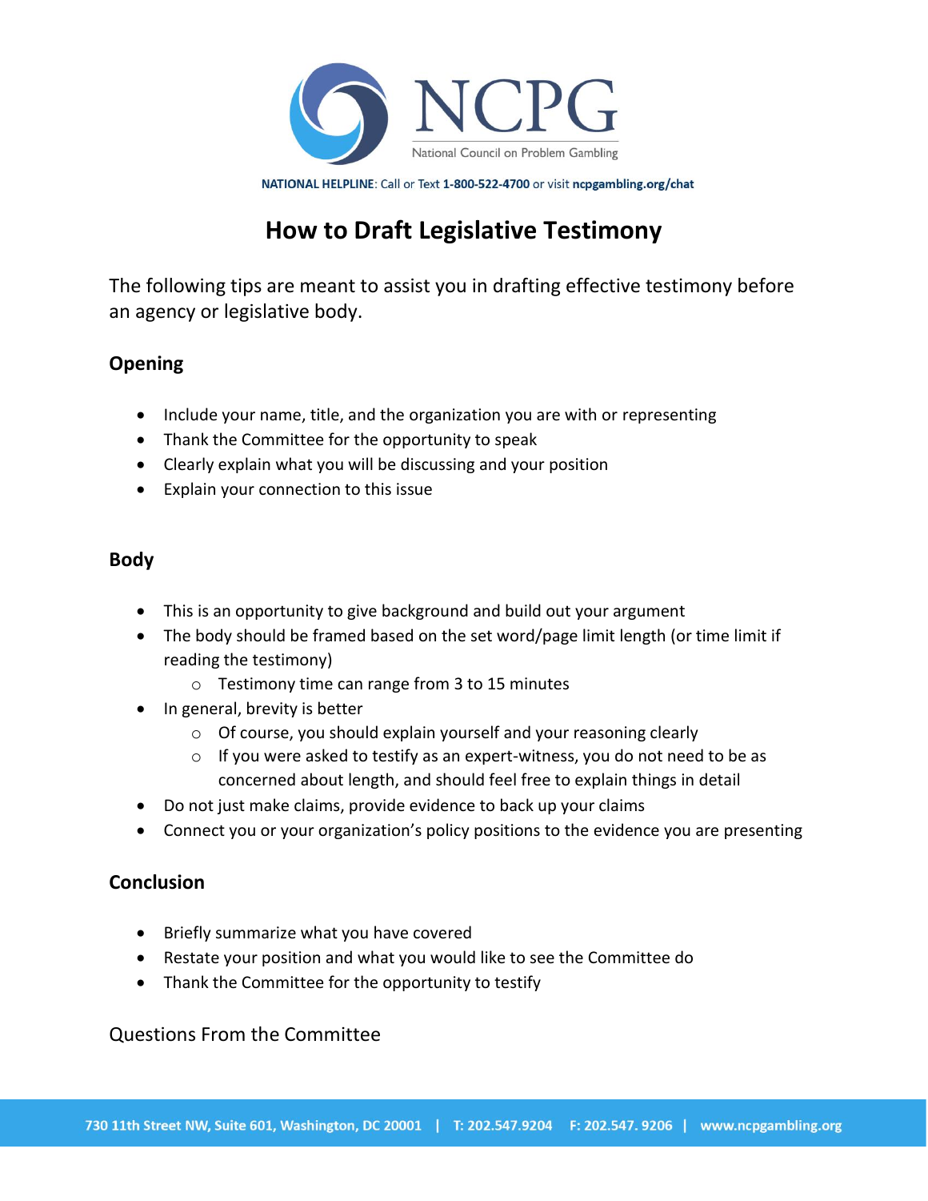NCPG

National Council on Problem Gambling

**NATIONAL HELPLINE**: Call or Text **1-800-522-4700** or visit **ncpgambling.org/chat**

# How to Draft Legislative Testimony

The following tips are meant to assist you in drafting effective testimony before an agency or legislative body.

## Opening

- Include your name, title, and the organization you are with or representing
- Thank the Committee for the opportunity to speak
- Clearly explain what you will be discussing and your position
- Explain your connection to this issue

## Body

- This is an opportunity to give background and build out your argument
- The body should be framed based on the set word/page limit length (or time limit if reading the testimony)
  - Testimony time can range from 3 to 15 minutes
- In general, brevity is better
  - Of course, you should explain yourself and your reasoning clearly
  - If you were asked to testify as an expert-witness, you do not need to be as concerned about length, and should feel free to explain things in detail
- Do not just make claims, provide evidence to back up your claims
- Connect you or your organization's policy positions to the evidence you are presenting

## Conclusion

- Briefly summarize what you have covered
- Restate your position and what you would like to see the Committee do
- Thank the Committee for the opportunity to testify

Questions From the Committee

730 11th Street NW, Suite 601, Washington, DC 20001 | T: 202.547.9204 F: 202.547. 9206 | www.ncpgambling.org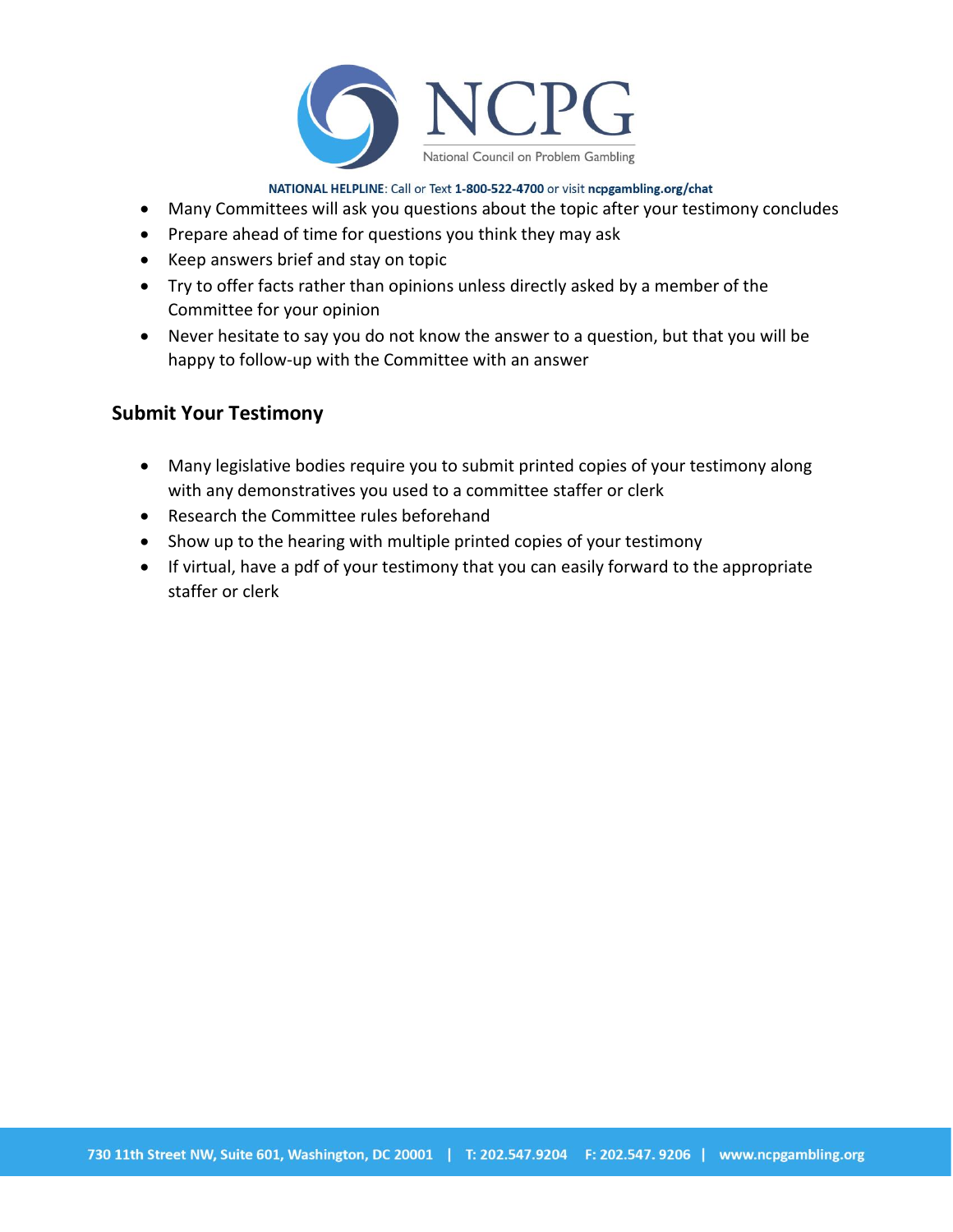- Many Committees will ask you questions about the topic after your testimony concludes
- Prepare ahead of time for questions you think they may ask
- Keep answers brief and stay on topic
- Try to offer facts rather than opinions unless directly asked by a member of the Committee for your opinion
- Never hesitate to say you do not know the answer to a question, but that you will be happy to follow-up with the Committee with an answer

## Submit Your Testimony

- Many legislative bodies require you to submit printed copies of your testimony along with any demonstratives you used to a committee staffer or clerk
- Research the Committee rules beforehand
- Show up to the hearing with multiple printed copies of your testimony
- If virtual, have a pdf of your testimony that you can easily forward to the appropriate staffer or clerk